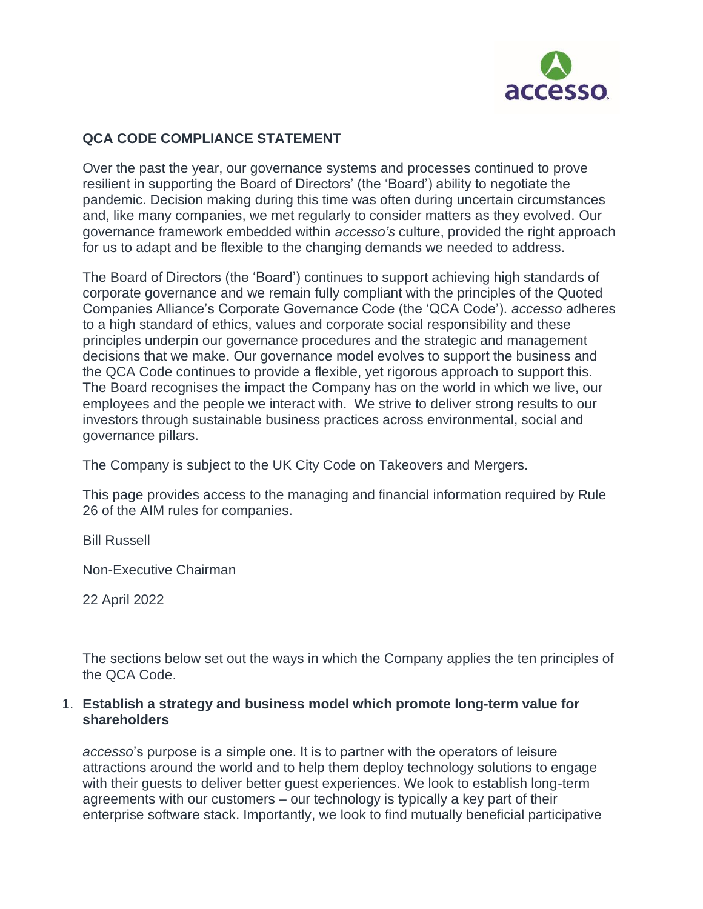## QCA CODE COMPLIANCE STATEMENT

Over the past the year, our governance systems and processes continued to prove resilient in supporting the Board of Directors' (the 'Board') ability to negotiate the pandemic. Decision making during this time was often during uncertain circumstances and, like many companies, we met regularly to consider matters as they evolved. Our governance framework embedded within *accesso's* culture, provided the right approach for us to adapt and be flexible to the changing demands we needed to address.

The Board of Directors (the 'Board') continues to support achieving high standards of corporate governance and we remain fully compliant with the principles of the Quoted Companies Alliance's Corporate Governance Code (the 'QCA Code'). *accesso* adheres to a high standard of ethics, values and corporate social responsibility and these principles underpin our governance procedures and the strategic and management decisions that we make. Our governance model evolves to support the business and the QCA Code continues to provide a flexible, yet rigorous approach to support this. The Board recognises the impact the Company has on the world in which we live, our employees and the people we interact with. We strive to deliver strong results to our investors through sustainable business practices across environmental, social and governance pillars.

The Company is subject to the UK City Code on Takeovers and Mergers.

This page provides access to the managing and financial information required by Rule 26 of the AIM rules for companies.

Bill Russell

Non-Executive Chairman

22 April 2022

The sections below set out the ways in which the Company applies the ten principles of the QCA Code.

1. **Establish a strategy and business model which promote long-term value for shareholders**

   *accesso*'s purpose is a simple one. It is to partner with the operators of leisure attractions around the world and to help them deploy technology solutions to engage with their guests to deliver better guest experiences. We look to establish long-term agreements with our customers – our technology is typically a key part of their enterprise software stack. Importantly, we look to find mutually beneficial participative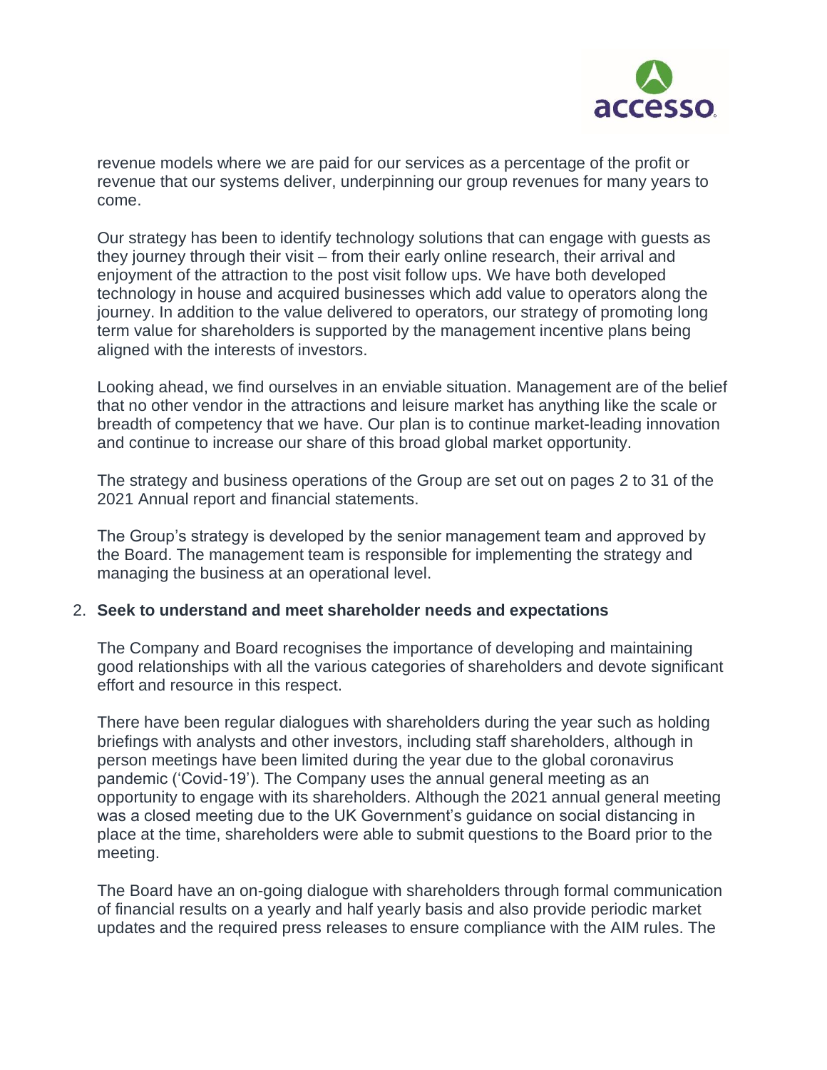revenue models where we are paid for our services as a percentage of the profit or revenue that our systems deliver, underpinning our group revenues for many years to come.

Our strategy has been to identify technology solutions that can engage with guests as they journey through their visit – from their early online research, their arrival and enjoyment of the attraction to the post visit follow ups. We have both developed technology in house and acquired businesses which add value to operators along the journey. In addition to the value delivered to operators, our strategy of promoting long term value for shareholders is supported by the management incentive plans being aligned with the interests of investors.

Looking ahead, we find ourselves in an enviable situation. Management are of the belief that no other vendor in the attractions and leisure market has anything like the scale or breadth of competency that we have. Our plan is to continue market-leading innovation and continue to increase our share of this broad global market opportunity.

The strategy and business operations of the Group are set out on pages 2 to 31 of the 2021 Annual report and financial statements.

The Group's strategy is developed by the senior management team and approved by the Board. The management team is responsible for implementing the strategy and managing the business at an operational level.

2. **Seek to understand and meet shareholder needs and expectations**

The Company and Board recognises the importance of developing and maintaining good relationships with all the various categories of shareholders and devote significant effort and resource in this respect.

There have been regular dialogues with shareholders during the year such as holding briefings with analysts and other investors, including staff shareholders, although in person meetings have been limited during the year due to the global coronavirus pandemic ('Covid-19'). The Company uses the annual general meeting as an opportunity to engage with its shareholders. Although the 2021 annual general meeting was a closed meeting due to the UK Government's guidance on social distancing in place at the time, shareholders were able to submit questions to the Board prior to the meeting.

The Board have an on-going dialogue with shareholders through formal communication of financial results on a yearly and half yearly basis and also provide periodic market updates and the required press releases to ensure compliance with the AIM rules. The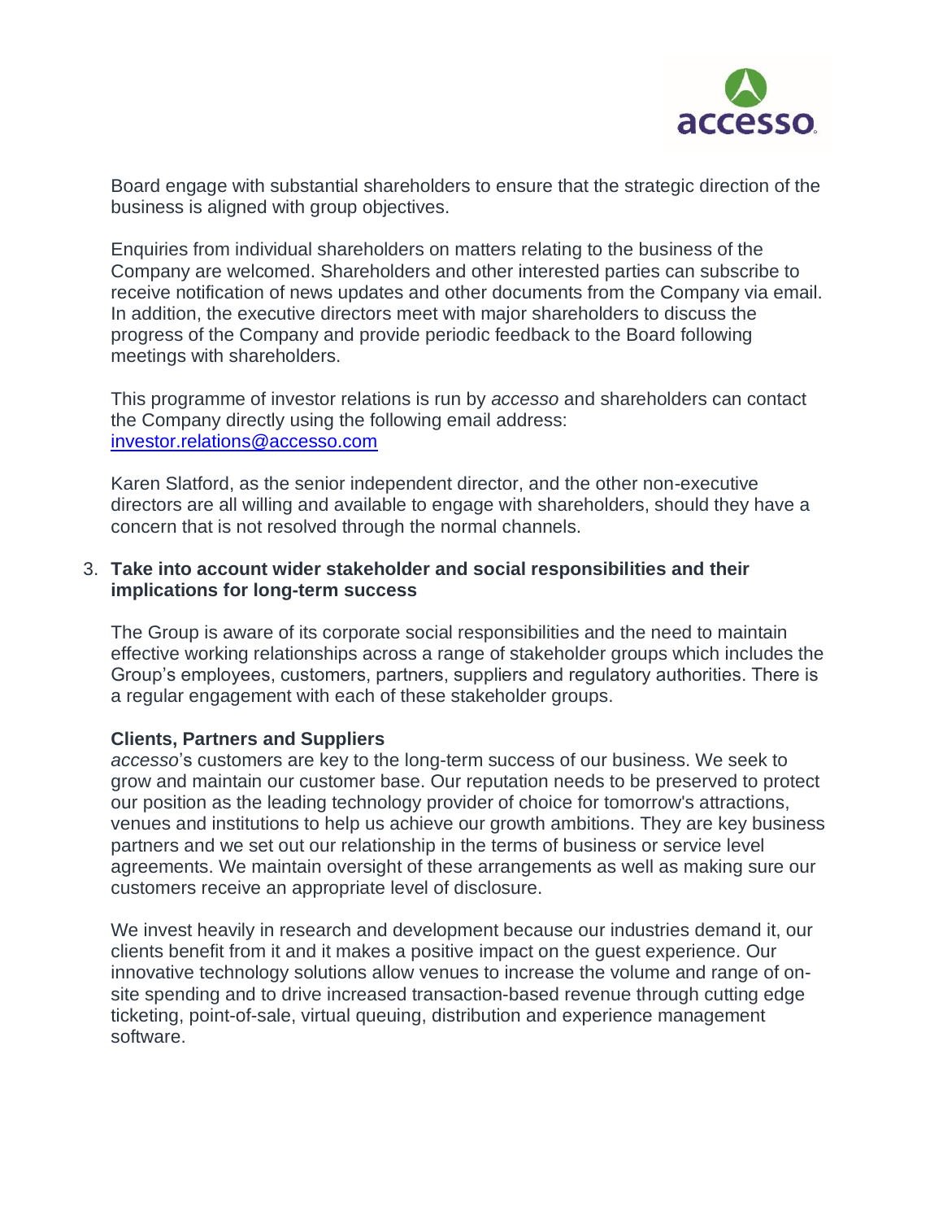Board engage with substantial shareholders to ensure that the strategic direction of the business is aligned with group objectives.

Enquiries from individual shareholders on matters relating to the business of the Company are welcomed. Shareholders and other interested parties can subscribe to receive notification of news updates and other documents from the Company via email. In addition, the executive directors meet with major shareholders to discuss the progress of the Company and provide periodic feedback to the Board following meetings with shareholders.

This programme of investor relations is run by *accesso* and shareholders can contact the Company directly using the following email address: [investor.relations@accesso.com](mailto:investor.relations@accesso.com)

Karen Slatford, as the senior independent director, and the other non-executive directors are all willing and available to engage with shareholders, should they have a concern that is not resolved through the normal channels.

3. **Take into account wider stakeholder and social responsibilities and their implications for long-term success**

The Group is aware of its corporate social responsibilities and the need to maintain effective working relationships across a range of stakeholder groups which includes the Group's employees, customers, partners, suppliers and regulatory authorities. There is a regular engagement with each of these stakeholder groups.

**Clients, Partners and Suppliers**

*accesso*'s customers are key to the long-term success of our business. We seek to grow and maintain our customer base. Our reputation needs to be preserved to protect our position as the leading technology provider of choice for tomorrow's attractions, venues and institutions to help us achieve our growth ambitions. They are key business partners and we set out our relationship in the terms of business or service level agreements. We maintain oversight of these arrangements as well as making sure our customers receive an appropriate level of disclosure.

We invest heavily in research and development because our industries demand it, our clients benefit from it and it makes a positive impact on the guest experience. Our innovative technology solutions allow venues to increase the volume and range of on-site spending and to drive increased transaction-based revenue through cutting edge ticketing, point-of-sale, virtual queuing, distribution and experience management software.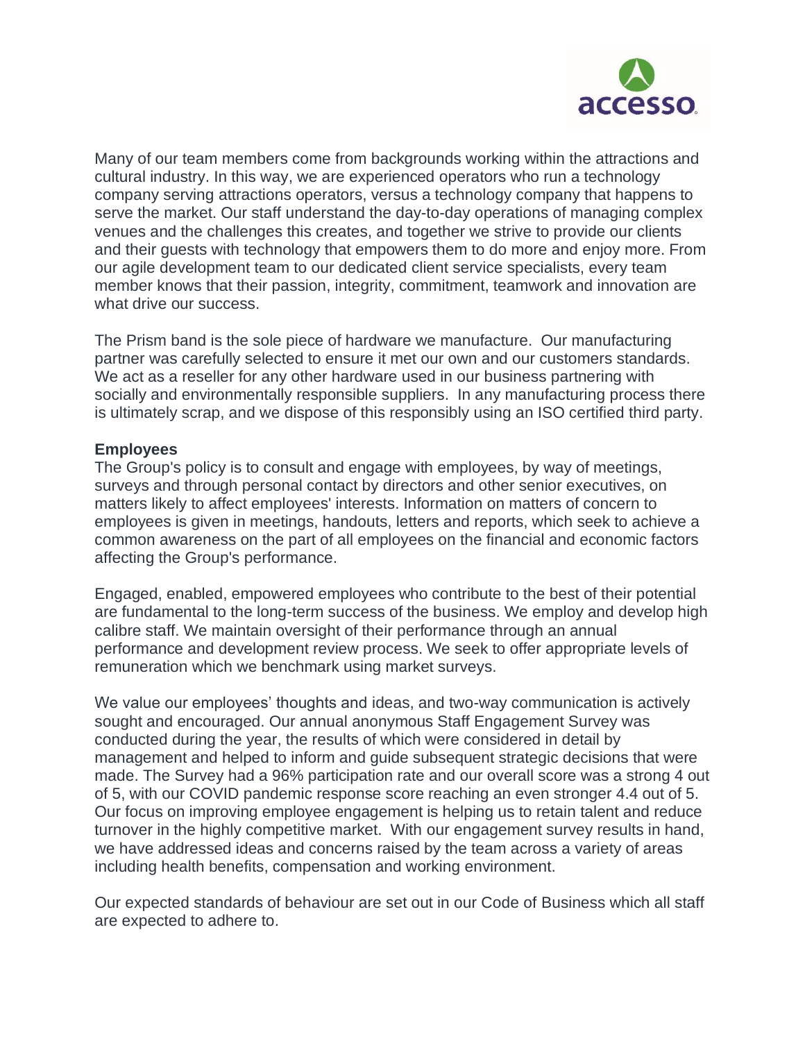Many of our team members come from backgrounds working within the attractions and cultural industry. In this way, we are experienced operators who run a technology company serving attractions operators, versus a technology company that happens to serve the market. Our staff understand the day-to-day operations of managing complex venues and the challenges this creates, and together we strive to provide our clients and their guests with technology that empowers them to do more and enjoy more. From our agile development team to our dedicated client service specialists, every team member knows that their passion, integrity, commitment, teamwork and innovation are what drive our success.

The Prism band is the sole piece of hardware we manufacture. Our manufacturing partner was carefully selected to ensure it met our own and our customers standards. We act as a reseller for any other hardware used in our business partnering with socially and environmentally responsible suppliers. In any manufacturing process there is ultimately scrap, and we dispose of this responsibly using an ISO certified third party.

**Employees**

The Group's policy is to consult and engage with employees, by way of meetings, surveys and through personal contact by directors and other senior executives, on matters likely to affect employees' interests. Information on matters of concern to employees is given in meetings, handouts, letters and reports, which seek to achieve a common awareness on the part of all employees on the financial and economic factors affecting the Group's performance.

Engaged, enabled, empowered employees who contribute to the best of their potential are fundamental to the long-term success of the business. We employ and develop high calibre staff. We maintain oversight of their performance through an annual performance and development review process. We seek to offer appropriate levels of remuneration which we benchmark using market surveys.

We value our employees' thoughts and ideas, and two-way communication is actively sought and encouraged. Our annual anonymous Staff Engagement Survey was conducted during the year, the results of which were considered in detail by management and helped to inform and guide subsequent strategic decisions that were made. The Survey had a 96% participation rate and our overall score was a strong 4 out of 5, with our COVID pandemic response score reaching an even stronger 4.4 out of 5. Our focus on improving employee engagement is helping us to retain talent and reduce turnover in the highly competitive market. With our engagement survey results in hand, we have addressed ideas and concerns raised by the team across a variety of areas including health benefits, compensation and working environment.

Our expected standards of behaviour are set out in our Code of Business which all staff are expected to adhere to.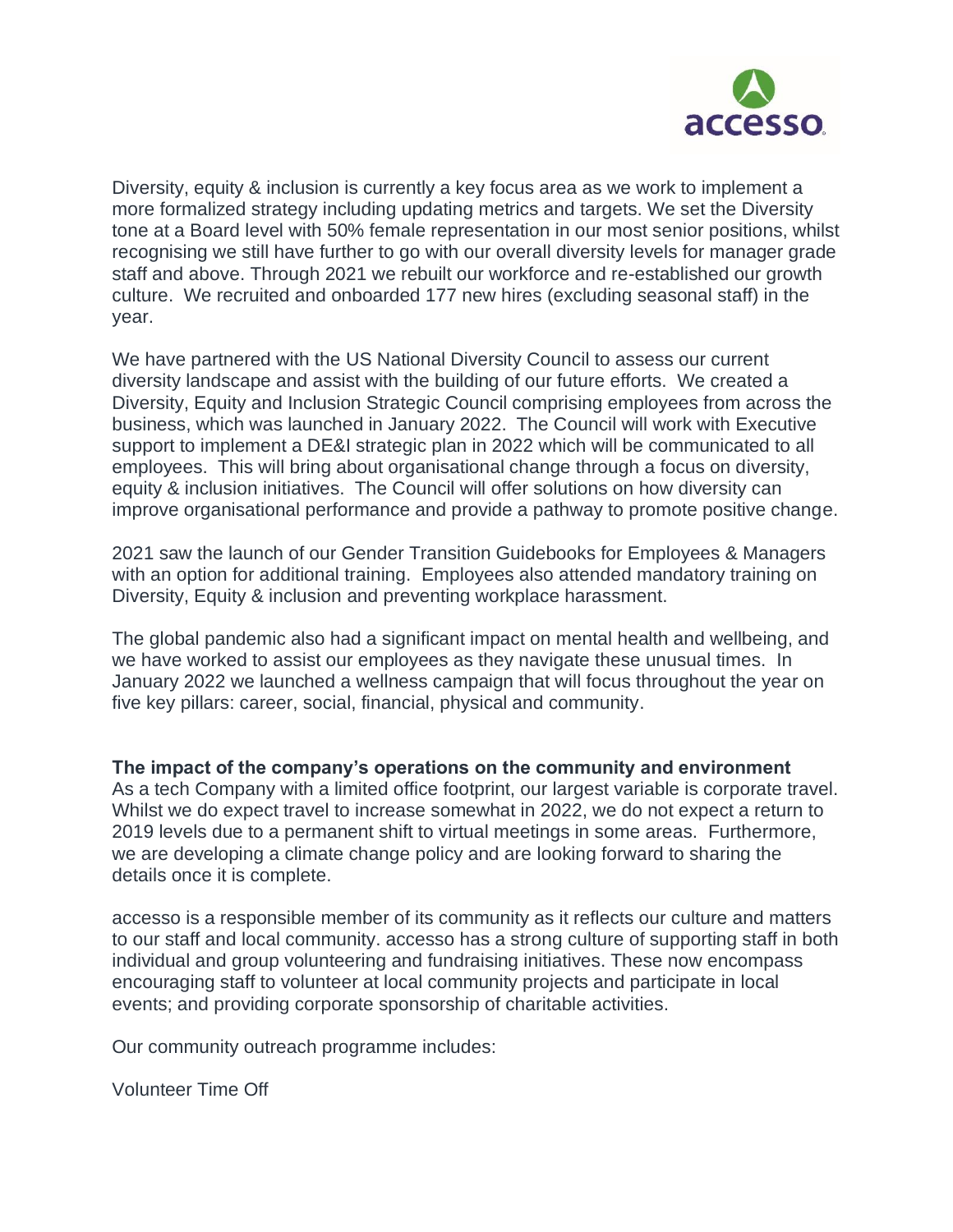Diversity, equity & inclusion is currently a key focus area as we work to implement a more formalized strategy including updating metrics and targets. We set the Diversity tone at a Board level with 50% female representation in our most senior positions, whilst recognising we still have further to go with our overall diversity levels for manager grade staff and above. Through 2021 we rebuilt our workforce and re-established our growth culture. We recruited and onboarded 177 new hires (excluding seasonal staff) in the year.

We have partnered with the US National Diversity Council to assess our current diversity landscape and assist with the building of our future efforts. We created a Diversity, Equity and Inclusion Strategic Council comprising employees from across the business, which was launched in January 2022. The Council will work with Executive support to implement a DE&I strategic plan in 2022 which will be communicated to all employees. This will bring about organisational change through a focus on diversity, equity & inclusion initiatives. The Council will offer solutions on how diversity can improve organisational performance and provide a pathway to promote positive change.

2021 saw the launch of our Gender Transition Guidebooks for Employees & Managers with an option for additional training. Employees also attended mandatory training on Diversity, Equity & inclusion and preventing workplace harassment.

The global pandemic also had a significant impact on mental health and wellbeing, and we have worked to assist our employees as they navigate these unusual times. In January 2022 we launched a wellness campaign that will focus throughout the year on five key pillars: career, social, financial, physical and community.

**The impact of the company's operations on the community and environment**

As a tech Company with a limited office footprint, our largest variable is corporate travel. Whilst we do expect travel to increase somewhat in 2022, we do not expect a return to 2019 levels due to a permanent shift to virtual meetings in some areas. Furthermore, we are developing a climate change policy and are looking forward to sharing the details once it is complete.

accesso is a responsible member of its community as it reflects our culture and matters to our staff and local community. accesso has a strong culture of supporting staff in both individual and group volunteering and fundraising initiatives. These now encompass encouraging staff to volunteer at local community projects and participate in local events; and providing corporate sponsorship of charitable activities.

Our community outreach programme includes:

Volunteer Time Off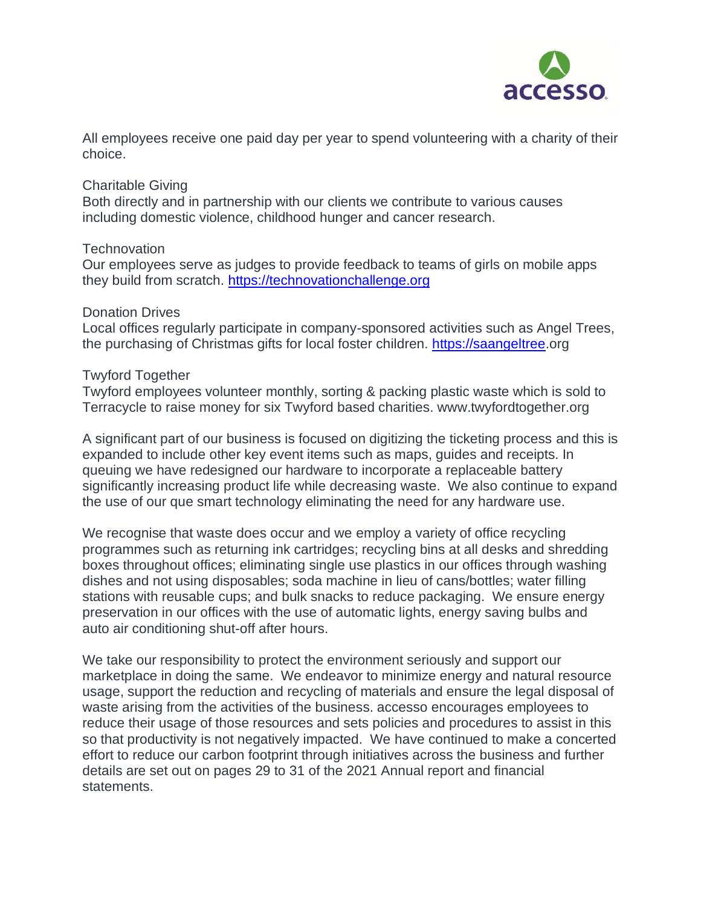All employees receive one paid day per year to spend volunteering with a charity of their choice.

Charitable Giving
Both directly and in partnership with our clients we contribute to various causes including domestic violence, childhood hunger and cancer research.

Technovation
Our employees serve as judges to provide feedback to teams of girls on mobile apps they build from scratch. https://technovationchallenge.org

Donation Drives
Local offices regularly participate in company-sponsored activities such as Angel Trees, the purchasing of Christmas gifts for local foster children. https://saangeltree.org

Twyford Together
Twyford employees volunteer monthly, sorting & packing plastic waste which is sold to Terracycle to raise money for six Twyford based charities. www.twyfordtogether.org

A significant part of our business is focused on digitizing the ticketing process and this is expanded to include other key event items such as maps, guides and receipts. In queuing we have redesigned our hardware to incorporate a replaceable battery significantly increasing product life while decreasing waste. We also continue to expand the use of our que smart technology eliminating the need for any hardware use.

We recognise that waste does occur and we employ a variety of office recycling programmes such as returning ink cartridges; recycling bins at all desks and shredding boxes throughout offices; eliminating single use plastics in our offices through washing dishes and not using disposables; soda machine in lieu of cans/bottles; water filling stations with reusable cups; and bulk snacks to reduce packaging. We ensure energy preservation in our offices with the use of automatic lights, energy saving bulbs and auto air conditioning shut-off after hours.

We take our responsibility to protect the environment seriously and support our marketplace in doing the same. We endeavor to minimize energy and natural resource usage, support the reduction and recycling of materials and ensure the legal disposal of waste arising from the activities of the business. accesso encourages employees to reduce their usage of those resources and sets policies and procedures to assist in this so that productivity is not negatively impacted. We have continued to make a concerted effort to reduce our carbon footprint through initiatives across the business and further details are set out on pages 29 to 31 of the 2021 Annual report and financial statements.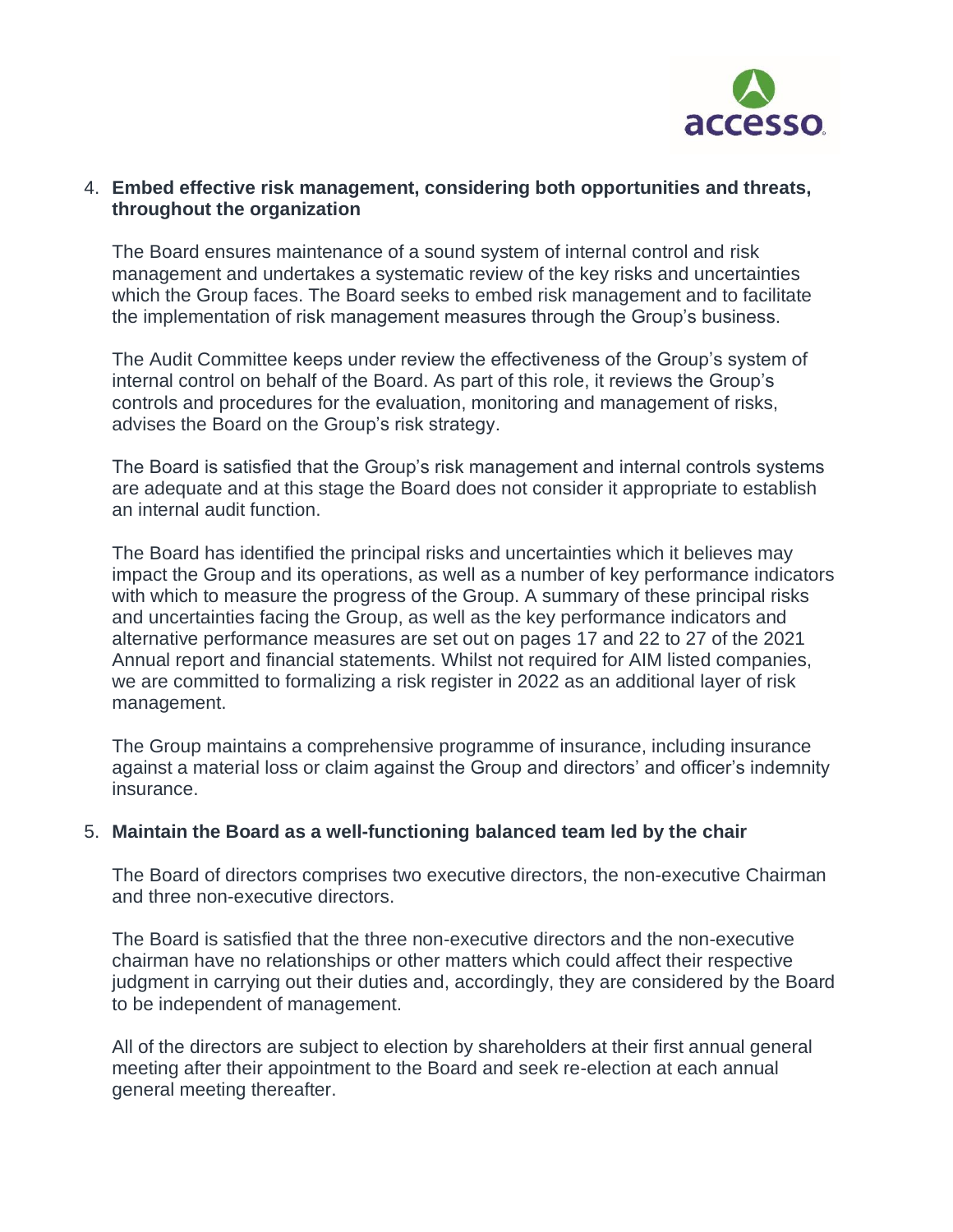4. **Embed effective risk management, considering both opportunities and threats, throughout the organization**

   The Board ensures maintenance of a sound system of internal control and risk management and undertakes a systematic review of the key risks and uncertainties which the Group faces. The Board seeks to embed risk management and to facilitate the implementation of risk management measures through the Group's business.

   The Audit Committee keeps under review the effectiveness of the Group's system of internal control on behalf of the Board. As part of this role, it reviews the Group's controls and procedures for the evaluation, monitoring and management of risks, advises the Board on the Group's risk strategy.

   The Board is satisfied that the Group's risk management and internal controls systems are adequate and at this stage the Board does not consider it appropriate to establish an internal audit function.

   The Board has identified the principal risks and uncertainties which it believes may impact the Group and its operations, as well as a number of key performance indicators with which to measure the progress of the Group. A summary of these principal risks and uncertainties facing the Group, as well as the key performance indicators and alternative performance measures are set out on pages 17 and 22 to 27 of the 2021 Annual report and financial statements. Whilst not required for AIM listed companies, we are committed to formalizing a risk register in 2022 as an additional layer of risk management.

   The Group maintains a comprehensive programme of insurance, including insurance against a material loss or claim against the Group and directors' and officer's indemnity insurance.

5. **Maintain the Board as a well-functioning balanced team led by the chair**

   The Board of directors comprises two executive directors, the non-executive Chairman and three non-executive directors.

   The Board is satisfied that the three non-executive directors and the non-executive chairman have no relationships or other matters which could affect their respective judgment in carrying out their duties and, accordingly, they are considered by the Board to be independent of management.

   All of the directors are subject to election by shareholders at their first annual general meeting after their appointment to the Board and seek re-election at each annual general meeting thereafter.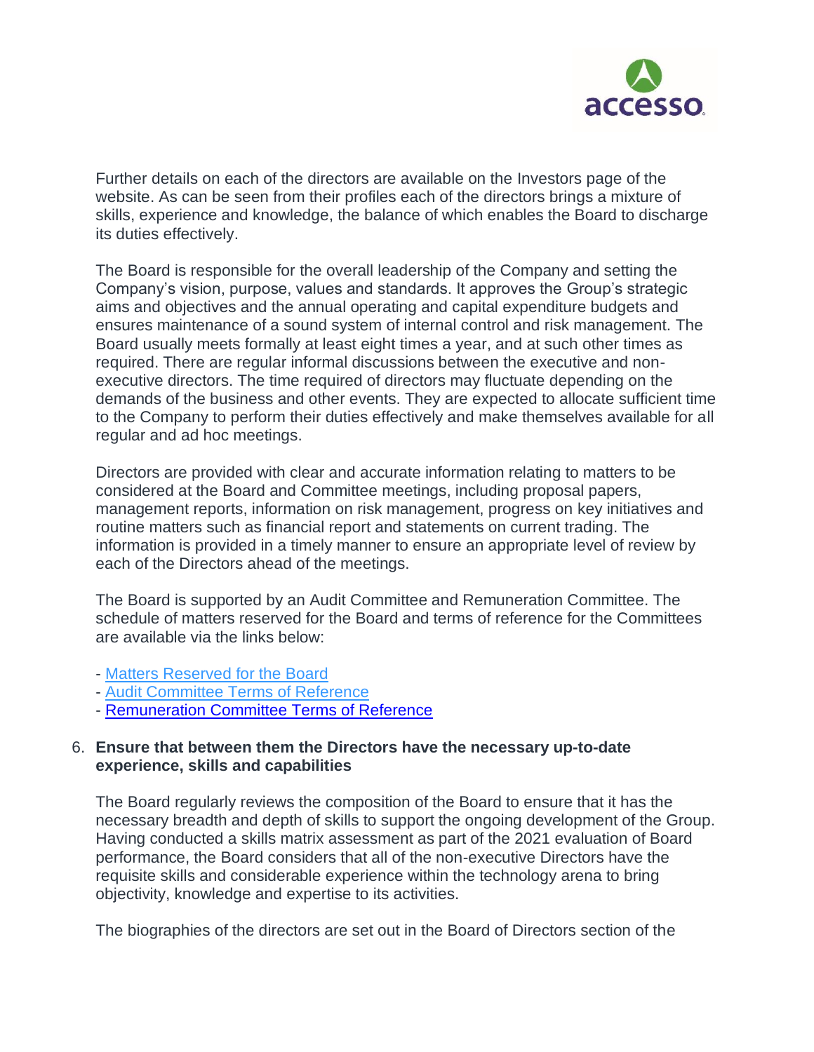Further details on each of the directors are available on the Investors page of the website. As can be seen from their profiles each of the directors brings a mixture of skills, experience and knowledge, the balance of which enables the Board to discharge its duties effectively.

The Board is responsible for the overall leadership of the Company and setting the Company's vision, purpose, values and standards. It approves the Group's strategic aims and objectives and the annual operating and capital expenditure budgets and ensures maintenance of a sound system of internal control and risk management. The Board usually meets formally at least eight times a year, and at such other times as required. There are regular informal discussions between the executive and non-executive directors. The time required of directors may fluctuate depending on the demands of the business and other events. They are expected to allocate sufficient time to the Company to perform their duties effectively and make themselves available for all regular and ad hoc meetings.

Directors are provided with clear and accurate information relating to matters to be considered at the Board and Committee meetings, including proposal papers, management reports, information on risk management, progress on key initiatives and routine matters such as financial report and statements on current trading. The information is provided in a timely manner to ensure an appropriate level of review by each of the Directors ahead of the meetings.

The Board is supported by an Audit Committee and Remuneration Committee. The schedule of matters reserved for the Board and terms of reference for the Committees are available via the links below:

- Matters Reserved for the Board
- Audit Committee Terms of Reference
- Remuneration Committee Terms of Reference

6. **Ensure that between them the Directors have the necessary up-to-date experience, skills and capabilities**

   The Board regularly reviews the composition of the Board to ensure that it has the necessary breadth and depth of skills to support the ongoing development of the Group. Having conducted a skills matrix assessment as part of the 2021 evaluation of Board performance, the Board considers that all of the non-executive Directors have the requisite skills and considerable experience within the technology arena to bring objectivity, knowledge and expertise to its activities.

   The biographies of the directors are set out in the Board of Directors section of the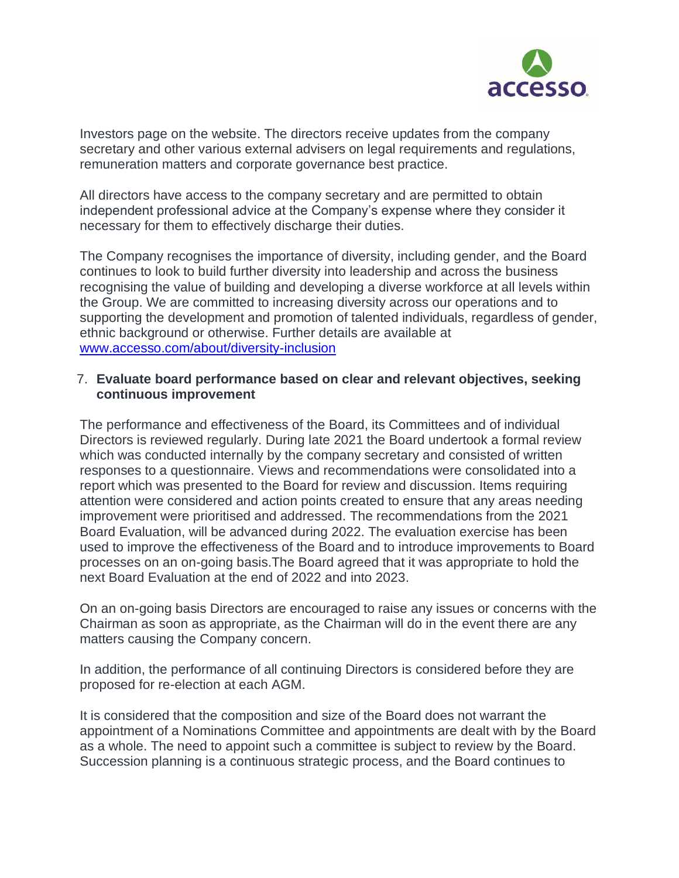Investors page on the website. The directors receive updates from the company secretary and other various external advisers on legal requirements and regulations, remuneration matters and corporate governance best practice.

All directors have access to the company secretary and are permitted to obtain independent professional advice at the Company's expense where they consider it necessary for them to effectively discharge their duties.

The Company recognises the importance of diversity, including gender, and the Board continues to look to build further diversity into leadership and across the business recognising the value of building and developing a diverse workforce at all levels within the Group. We are committed to increasing diversity across our operations and to supporting the development and promotion of talented individuals, regardless of gender, ethnic background or otherwise. Further details are available at [www.accesso.com/about/diversity-inclusion](http://www.accesso.com/about/diversity-inclusion)

7. **Evaluate board performance based on clear and relevant objectives, seeking continuous improvement**

The performance and effectiveness of the Board, its Committees and of individual Directors is reviewed regularly. During late 2021 the Board undertook a formal review which was conducted internally by the company secretary and consisted of written responses to a questionnaire. Views and recommendations were consolidated into a report which was presented to the Board for review and discussion. Items requiring attention were considered and action points created to ensure that any areas needing improvement were prioritised and addressed. The recommendations from the 2021 Board Evaluation, will be advanced during 2022. The evaluation exercise has been used to improve the effectiveness of the Board and to introduce improvements to Board processes on an on-going basis.The Board agreed that it was appropriate to hold the next Board Evaluation at the end of 2022 and into 2023.

On an on-going basis Directors are encouraged to raise any issues or concerns with the Chairman as soon as appropriate, as the Chairman will do in the event there are any matters causing the Company concern.

In addition, the performance of all continuing Directors is considered before they are proposed for re-election at each AGM.

It is considered that the composition and size of the Board does not warrant the appointment of a Nominations Committee and appointments are dealt with by the Board as a whole. The need to appoint such a committee is subject to review by the Board. Succession planning is a continuous strategic process, and the Board continues to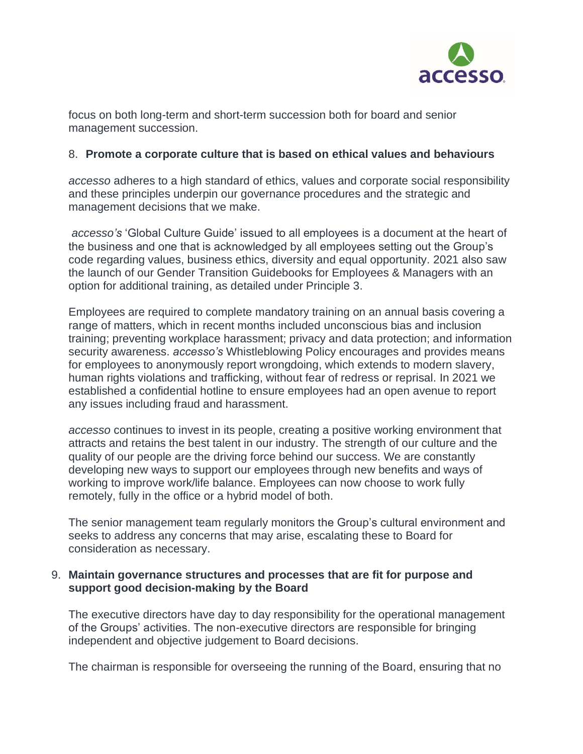focus on both long-term and short-term succession both for board and senior management succession.

8. **Promote a corporate culture that is based on ethical values and behaviours**

*accesso* adheres to a high standard of ethics, values and corporate social responsibility and these principles underpin our governance procedures and the strategic and management decisions that we make.

*accesso's* 'Global Culture Guide' issued to all employees is a document at the heart of the business and one that is acknowledged by all employees setting out the Group's code regarding values, business ethics, diversity and equal opportunity. 2021 also saw the launch of our Gender Transition Guidebooks for Employees & Managers with an option for additional training, as detailed under Principle 3.

Employees are required to complete mandatory training on an annual basis covering a range of matters, which in recent months included unconscious bias and inclusion training; preventing workplace harassment; privacy and data protection; and information security awareness. *accesso's* Whistleblowing Policy encourages and provides means for employees to anonymously report wrongdoing, which extends to modern slavery, human rights violations and trafficking, without fear of redress or reprisal. In 2021 we established a confidential hotline to ensure employees had an open avenue to report any issues including fraud and harassment.

*accesso* continues to invest in its people, creating a positive working environment that attracts and retains the best talent in our industry. The strength of our culture and the quality of our people are the driving force behind our success. We are constantly developing new ways to support our employees through new benefits and ways of working to improve work/life balance. Employees can now choose to work fully remotely, fully in the office or a hybrid model of both.

The senior management team regularly monitors the Group's cultural environment and seeks to address any concerns that may arise, escalating these to Board for consideration as necessary.

9. **Maintain governance structures and processes that are fit for purpose and support good decision-making by the Board**

The executive directors have day to day responsibility for the operational management of the Groups' activities. The non-executive directors are responsible for bringing independent and objective judgement to Board decisions.

The chairman is responsible for overseeing the running of the Board, ensuring that no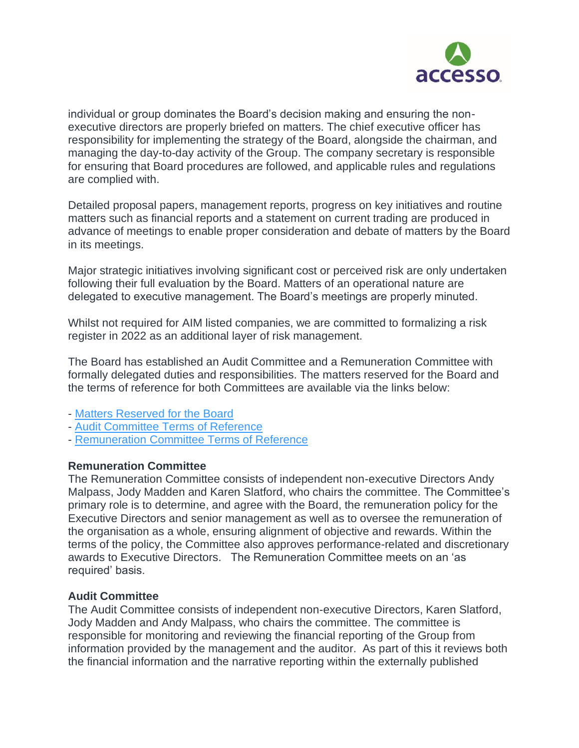individual or group dominates the Board's decision making and ensuring the non-executive directors are properly briefed on matters. The chief executive officer has responsibility for implementing the strategy of the Board, alongside the chairman, and managing the day-to-day activity of the Group. The company secretary is responsible for ensuring that Board procedures are followed, and applicable rules and regulations are complied with.

Detailed proposal papers, management reports, progress on key initiatives and routine matters such as financial reports and a statement on current trading are produced in advance of meetings to enable proper consideration and debate of matters by the Board in its meetings.

Major strategic initiatives involving significant cost or perceived risk are only undertaken following their full evaluation by the Board. Matters of an operational nature are delegated to executive management. The Board's meetings are properly minuted.

Whilst not required for AIM listed companies, we are committed to formalizing a risk register in 2022 as an additional layer of risk management.

The Board has established an Audit Committee and a Remuneration Committee with formally delegated duties and responsibilities. The matters reserved for the Board and the terms of reference for both Committees are available via the links below:

- Matters Reserved for the Board
- Audit Committee Terms of Reference
- Remuneration Committee Terms of Reference

**Remuneration Committee**
The Remuneration Committee consists of independent non-executive Directors Andy Malpass, Jody Madden and Karen Slatford, who chairs the committee. The Committee's primary role is to determine, and agree with the Board, the remuneration policy for the Executive Directors and senior management as well as to oversee the remuneration of the organisation as a whole, ensuring alignment of objective and rewards. Within the terms of the policy, the Committee also approves performance-related and discretionary awards to Executive Directors. The Remuneration Committee meets on an 'as required' basis.

**Audit Committee**
The Audit Committee consists of independent non-executive Directors, Karen Slatford, Jody Madden and Andy Malpass, who chairs the committee. The committee is responsible for monitoring and reviewing the financial reporting of the Group from information provided by the management and the auditor. As part of this it reviews both the financial information and the narrative reporting within the externally published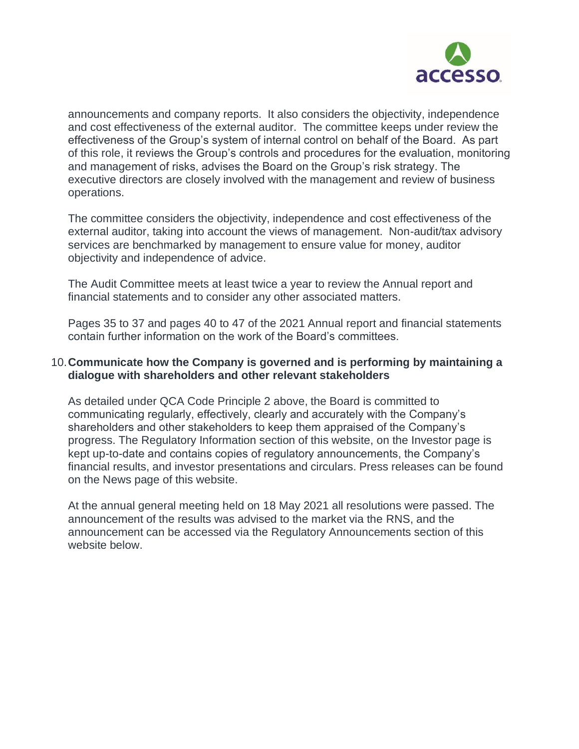announcements and company reports. It also considers the objectivity, independence and cost effectiveness of the external auditor. The committee keeps under review the effectiveness of the Group's system of internal control on behalf of the Board. As part of this role, it reviews the Group's controls and procedures for the evaluation, monitoring and management of risks, advises the Board on the Group's risk strategy. The executive directors are closely involved with the management and review of business operations.

The committee considers the objectivity, independence and cost effectiveness of the external auditor, taking into account the views of management. Non-audit/tax advisory services are benchmarked by management to ensure value for money, auditor objectivity and independence of advice.

The Audit Committee meets at least twice a year to review the Annual report and financial statements and to consider any other associated matters.

Pages 35 to 37 and pages 40 to 47 of the 2021 Annual report and financial statements contain further information on the work of the Board's committees.

10. **Communicate how the Company is governed and is performing by maintaining a dialogue with shareholders and other relevant stakeholders**

As detailed under QCA Code Principle 2 above, the Board is committed to communicating regularly, effectively, clearly and accurately with the Company's shareholders and other stakeholders to keep them appraised of the Company's progress. The Regulatory Information section of this website, on the Investor page is kept up-to-date and contains copies of regulatory announcements, the Company's financial results, and investor presentations and circulars. Press releases can be found on the News page of this website.

At the annual general meeting held on 18 May 2021 all resolutions were passed. The announcement of the results was advised to the market via the RNS, and the announcement can be accessed via the Regulatory Announcements section of this website below.